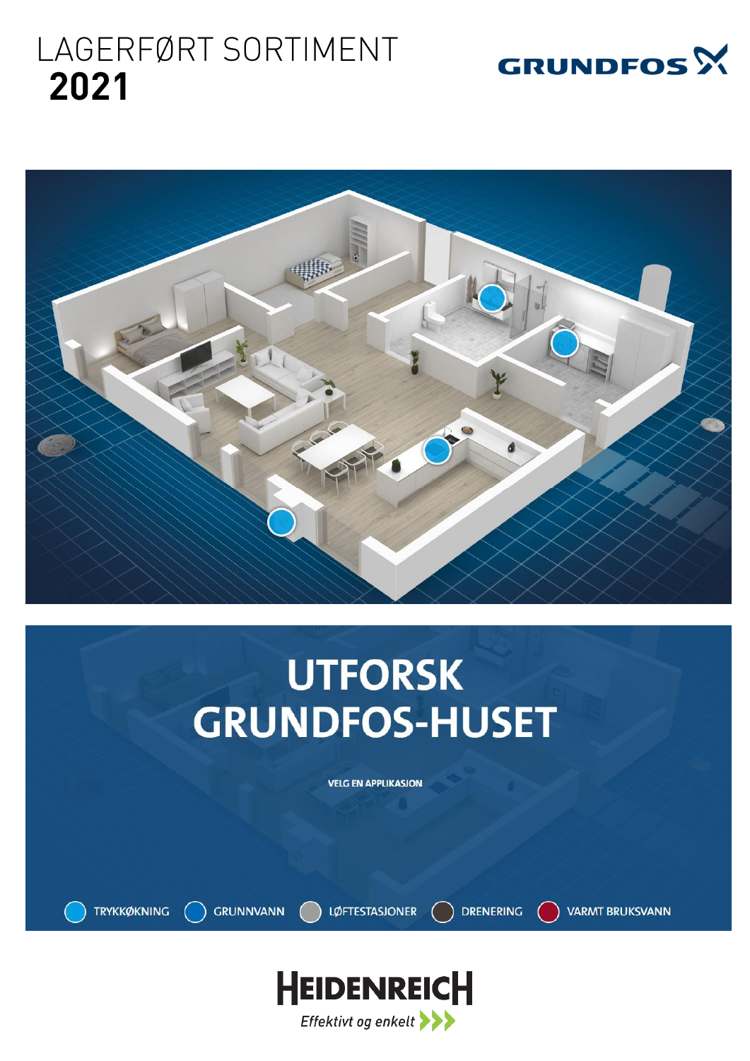# LAGERFØRT SORTIMENT **2021**

GRUNDFOS

## UTFORSK GRUNDFOS-HUSET

VELG EN APPLIKASJON

- TRYKKØKNING
- GRUNNVANN
- LØFTESTASJONER
- DRENERING
- VARMT BRUKSVANN

HEIDENREICH

*Effektivt og enkelt*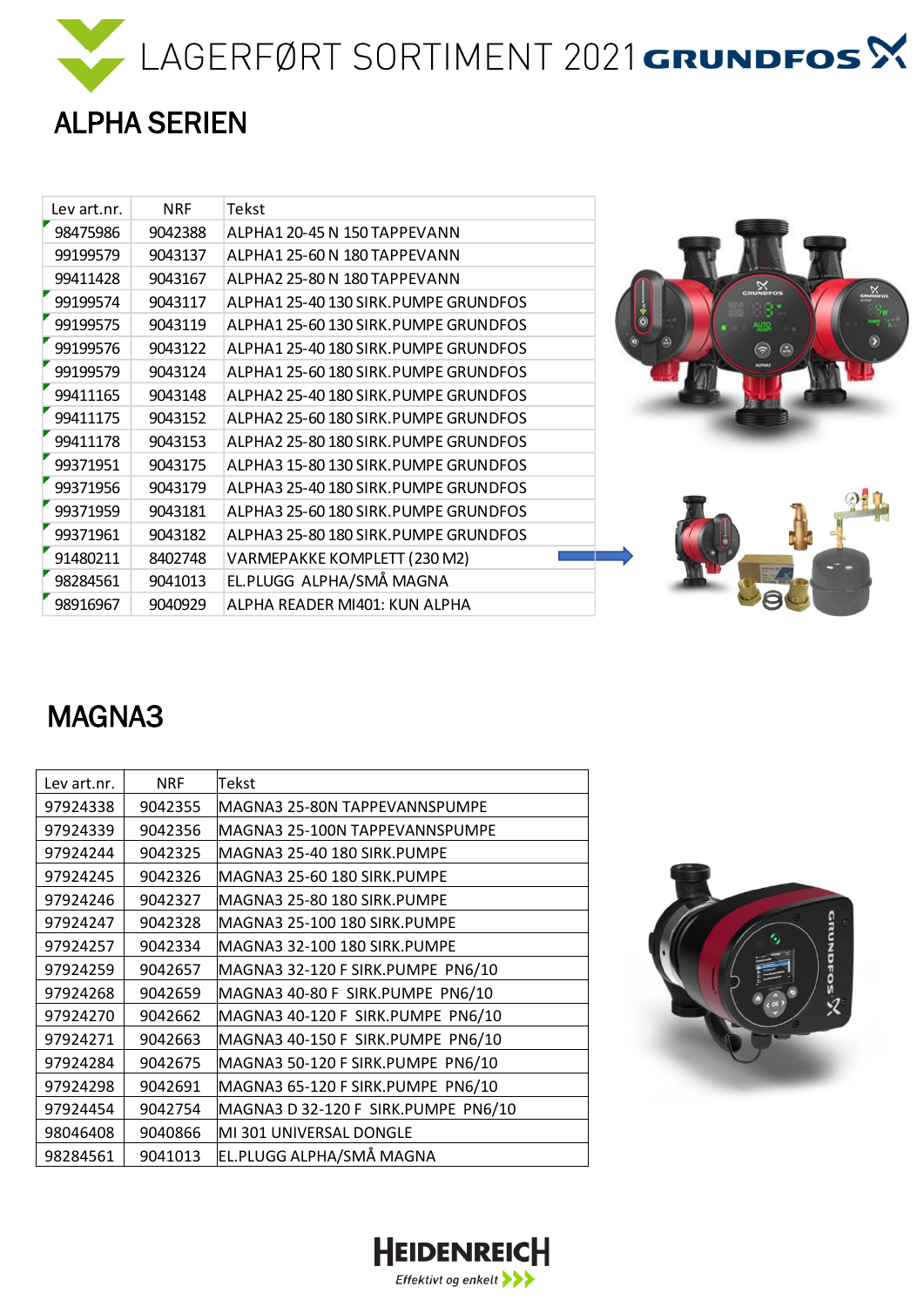# LAGERFØRT SORTIMENT 2021 GRUNDFOS

## ALPHA SERIEN

| Lev art.nr. | NRF | Tekst |
|---|---|---|
| 98475986 | 9042388 | ALPHA1 20-45 N 150 TAPPEVANN |
| 99199579 | 9043137 | ALPHA1 25-60 N 180 TAPPEVANN |
| 99411428 | 9043167 | ALPHA2 25-80 N 180 TAPPEVANN |
| 99199574 | 9043117 | ALPHA1 25-40 130 SIRK.PUMPE GRUNDFOS |
| 99199575 | 9043119 | ALPHA1 25-60 130 SIRK.PUMPE GRUNDFOS |
| 99199576 | 9043122 | ALPHA1 25-40 180 SIRK.PUMPE GRUNDFOS |
| 99199579 | 9043124 | ALPHA1 25-60 180 SIRK.PUMPE GRUNDFOS |
| 99411165 | 9043148 | ALPHA2 25-40 180 SIRK.PUMPE GRUNDFOS |
| 99411175 | 9043152 | ALPHA2 25-60 180 SIRK.PUMPE GRUNDFOS |
| 99411178 | 9043153 | ALPHA2 25-80 180 SIRK.PUMPE GRUNDFOS |
| 99371951 | 9043175 | ALPHA3 15-80 130 SIRK.PUMPE GRUNDFOS |
| 99371956 | 9043179 | ALPHA3 25-40 180 SIRK.PUMPE GRUNDFOS |
| 99371959 | 9043181 | ALPHA3 25-60 180 SIRK.PUMPE GRUNDFOS |
| 99371961 | 9043182 | ALPHA3 25-80 180 SIRK.PUMPE GRUNDFOS |
| 91480211 | 8402748 | VARMEPAKKE KOMPLETT (230 M2) |
| 98284561 | 9041013 | EL.PLUGG ALPHA/SMÅ MAGNA |
| 98916967 | 9040929 | ALPHA READER MI401: KUN ALPHA |

## MAGNA3

| Lev art.nr. | NRF | Tekst |
|---|---|---|
| 97924338 | 9042355 | MAGNA3 25-80N TAPPEVANNSPUMPE |
| 97924339 | 9042356 | MAGNA3 25-100N TAPPEVANNSPUMPE |
| 97924244 | 9042325 | MAGNA3 25-40 180 SIRK.PUMPE |
| 97924245 | 9042326 | MAGNA3 25-60 180 SIRK.PUMPE |
| 97924246 | 9042327 | MAGNA3 25-80 180 SIRK.PUMPE |
| 97924247 | 9042328 | MAGNA3 25-100 180 SIRK.PUMPE |
| 97924257 | 9042334 | MAGNA3 32-100 180 SIRK.PUMPE |
| 97924259 | 9042657 | MAGNA3 32-120 F SIRK.PUMPE PN6/10 |
| 97924268 | 9042659 | MAGNA3 40-80 F SIRK.PUMPE PN6/10 |
| 97924270 | 9042662 | MAGNA3 40-120 F SIRK.PUMPE PN6/10 |
| 97924271 | 9042663 | MAGNA3 40-150 F SIRK.PUMPE PN6/10 |
| 97924284 | 9042675 | MAGNA3 50-120 F SIRK.PUMPE PN6/10 |
| 97924298 | 9042691 | MAGNA3 65-120 F SIRK.PUMPE PN6/10 |
| 97924454 | 9042754 | MAGNA3 D 32-120 F SIRK.PUMPE PN6/10 |
| 98046408 | 9040866 | MI 301 UNIVERSAL DONGLE |
| 98284561 | 9041013 | EL.PLUGG ALPHA/SMÅ MAGNA |

HEIDENREICH
*Effektivt og enkelt*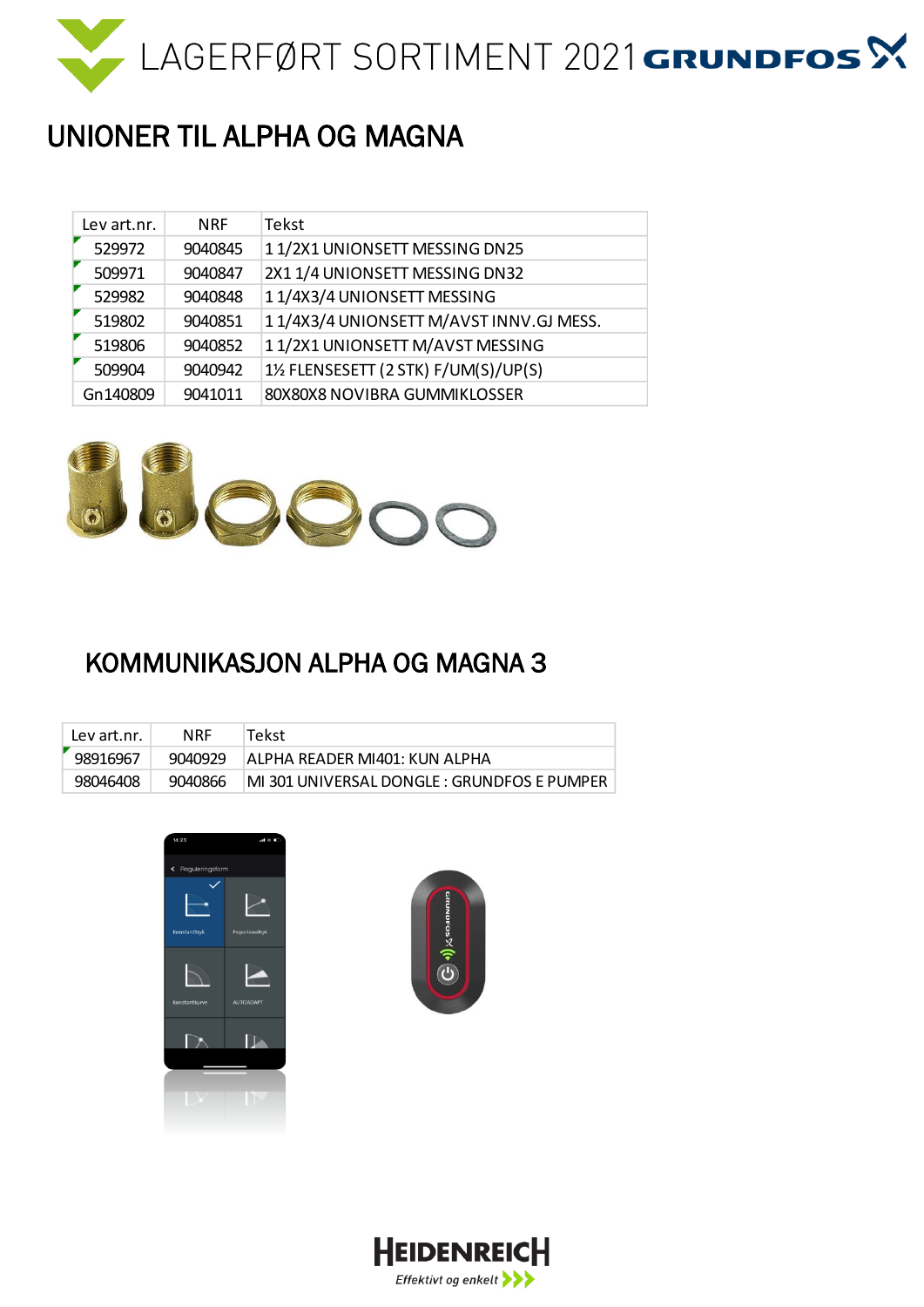# LAGERFØRT SORTIMENT 2021 GRUNDFOS

## UNIONER TIL ALPHA OG MAGNA

| Lev art.nr. | NRF | Tekst |
|---|---|---|
| 529972 | 9040845 | 1 1/2X1 UNIONSETT MESSING DN25 |
| 509971 | 9040847 | 2X1 1/4 UNIONSETT MESSING DN32 |
| 529982 | 9040848 | 1 1/4X3/4 UNIONSETT MESSING |
| 519802 | 9040851 | 1 1/4X3/4 UNIONSETT M/AVST INNV.GJ MESS. |
| 519806 | 9040852 | 1 1/2X1 UNIONSETT M/AVST MESSING |
| 509904 | 9040942 | 1½ FLENSESETT (2 STK) F/UM(S)/UP(S) |
| Gn140809 | 9041011 | 80X80X8 NOVIBRA GUMMIKLOSSER |

## KOMMUNIKASJON ALPHA OG MAGNA 3

| Lev art.nr. | NRF | Tekst |
|---|---|---|
| 98916967 | 9040929 | ALPHA READER MI401: KUN ALPHA |
| 98046408 | 9040866 | MI 301 UNIVERSAL DONGLE : GRUNDFOS E PUMPER |

HEIDENREICH
*Effektivt og enkelt*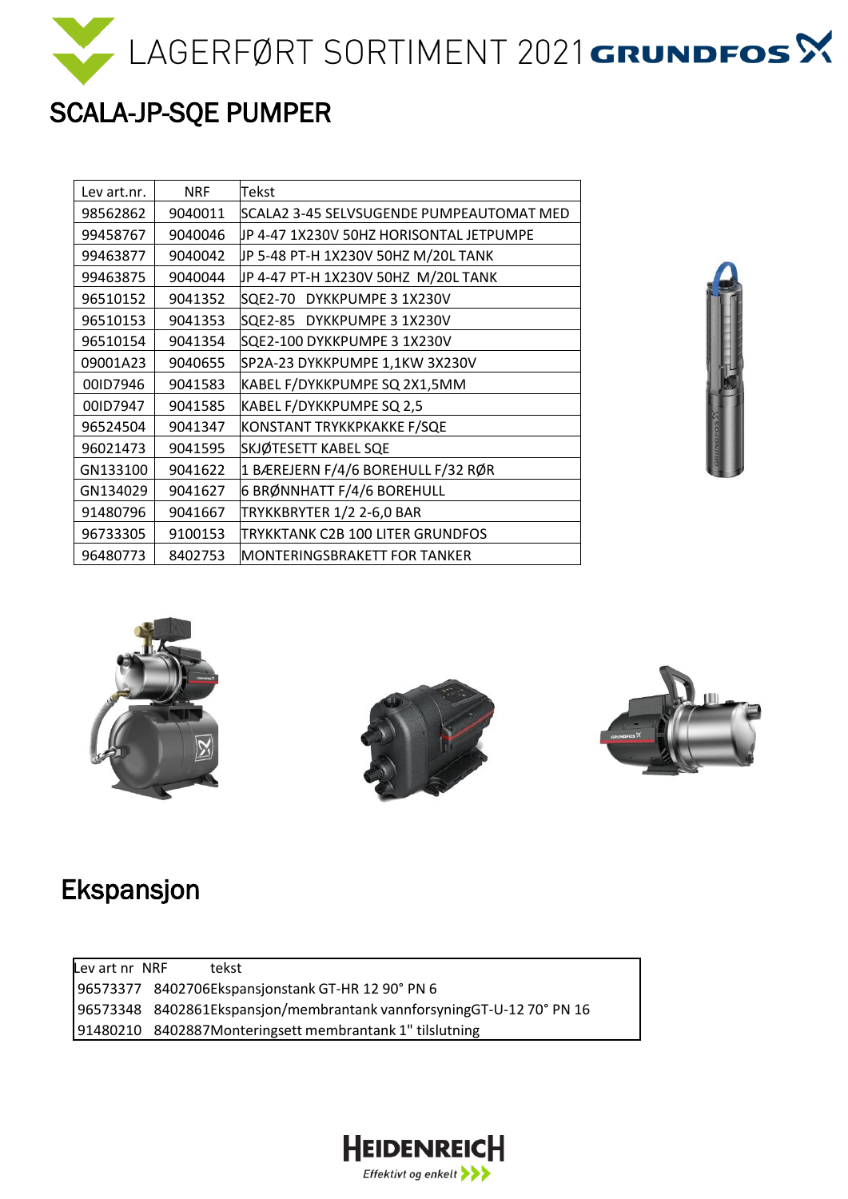# LAGERFØRT SORTIMENT 2021 GRUNDFOS

## SCALA-JP-SQE PUMPER

| Lev art.nr. | NRF | Tekst |
|---|---|---|
| 98562862 | 9040011 | SCALA2 3-45 SELVSUGENDE PUMPEAUTOMAT MED |
| 99458767 | 9040046 | JP 4-47 1X230V 50HZ HORISONTAL JETPUMPE |
| 99463877 | 9040042 | JP 5-48 PT-H 1X230V 50HZ M/20L TANK |
| 99463875 | 9040044 | JP 4-47 PT-H 1X230V 50HZ M/20L TANK |
| 96510152 | 9041352 | SQE2-70 DYKKPUMPE 3 1X230V |
| 96510153 | 9041353 | SQE2-85 DYKKPUMPE 3 1X230V |
| 96510154 | 9041354 | SQE2-100 DYKKPUMPE 3 1X230V |
| 09001A23 | 9040655 | SP2A-23 DYKKPUMPE 1,1KW 3X230V |
| 00ID7946 | 9041583 | KABEL F/DYKKPUMPE SQ 2X1,5MM |
| 00ID7947 | 9041585 | KABEL F/DYKKPUMPE SQ 2,5 |
| 96524504 | 9041347 | KONSTANT TRYKKPKAKKE F/SQE |
| 96021473 | 9041595 | SKJØTESETT KABEL SQE |
| GN133100 | 9041622 | 1 BÆREJERN F/4/6 BOREHULL F/32 RØR |
| GN134029 | 9041627 | 6 BRØNNHATT F/4/6 BOREHULL |
| 91480796 | 9041667 | TRYKKBRYTER 1/2 2-6,0 BAR |
| 96733305 | 9100153 | TRYKKTANK C2B 100 LITER GRUNDFOS |
| 96480773 | 8402753 | MONTERINGSBRAKETT FOR TANKER |

## Ekspansjon

| Lev art nr | NRF | tekst |
|---|---|---|
| 96573377 | 8402706 | Ekspansjonstank GT-HR 12 90° PN 6 |
| 96573348 | 8402861 | Ekspansjon/membrantank vannforsyningGT-U-12 70° PN 16 |
| 91480210 | 8402887 | Monteringsett membrantank 1" tilslutning |

HEIDENREICH
*Effektivt og enkelt*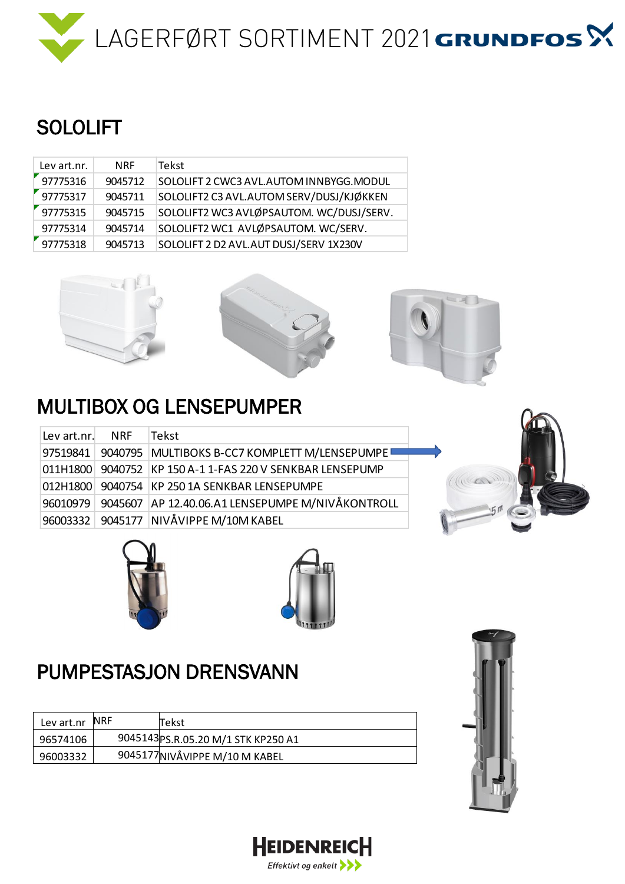# LAGERFØRT SORTIMENT 2021

## SOLOLIFT

| Lev art.nr. | NRF | Tekst |
|---|---|---|
| 97775316 | 9045712 | SOLOLIFT 2 CWC3 AVL.AUTOM INNBYGG.MODUL |
| 97775317 | 9045711 | SOLOLIFT2 C3 AVL.AUTOM SERV/DUSJ/KJØKKEN |
| 97775315 | 9045715 | SOLOLIFT2 WC3 AVLØPSAUTOM. WC/DUSJ/SERV. |
| 97775314 | 9045714 | SOLOLIFT2 WC1 AVLØPSAUTOM. WC/SERV. |
| 97775318 | 9045713 | SOLOLIFT 2 D2 AVL.AUT DUSJ/SERV 1X230V |

## MULTIBOX OG LENSEPUMPER

| Lev art.nr. | NRF | Tekst |
|---|---|---|
| 97519841 | 9040795 | MULTIBOKS B-CC7 KOMPLETT M/LENSEPUMPE |
| 011H1800 | 9040752 | KP 150 A-1 1-FAS 220 V SENKBAR LENSEPUMP |
| 012H1800 | 9040754 | KP 250 1A SENKBAR LENSEPUMPE |
| 96010979 | 9045607 | AP 12.40.06.A1 LENSEPUMPE M/NIVÅKONTROLL |
| 96003332 | 9045177 | NIVÅVIPPE M/10M KABEL |

## PUMPESTASJON DRENSVANN

| Lev art.nr | NRF | Tekst |
|---|---|---|
| 96574106 | 9045143 | PS.R.05.20 M/1 STK KP250 A1 |
| 96003332 | 9045177 | NIVÅVIPPE M/10 M KABEL |

HEIDENREICH
*Effektivt og enkelt*